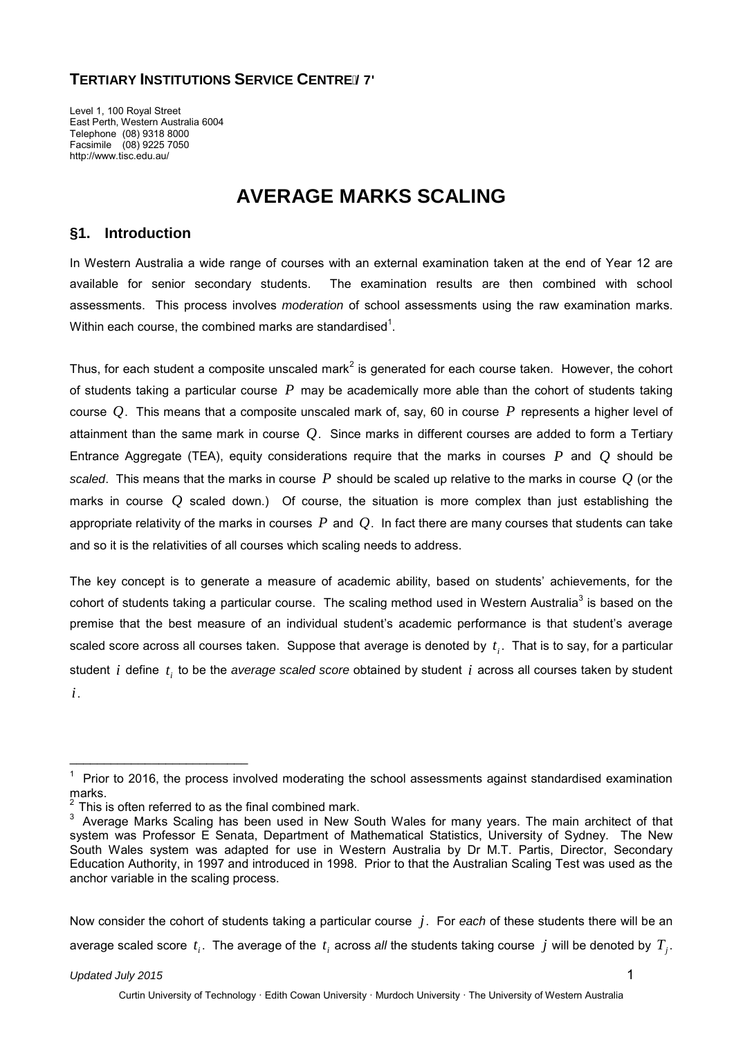**TERTIARY INSTITUTIONS SERVICE CENTRE**

Level 1, 100 Royal Street
East Perth, Western Australia 6004
Telephone (08) 9318 8000
Facsimile (08) 9225 7050
http://www.tisc.edu.au/

# AVERAGE MARKS SCALING

## §1. Introduction

In Western Australia a wide range of courses with an external examination taken at the end of Year 12 are available for senior secondary students. The examination results are then combined with school assessments. This process involves *moderation* of school assessments using the raw examination marks. Within each course, the combined marks are standardised[1].

Thus, for each student a composite unscaled mark[2] is generated for each course taken. However, the cohort of students taking a particular course $P$ may be academically more able than the cohort of students taking course $Q$. This means that a composite unscaled mark of, say, 60 in course $P$ represents a higher level of attainment than the same mark in course $Q$. Since marks in different courses are added to form a Tertiary Entrance Aggregate (TEA), equity considerations require that the marks in courses $P$ and $Q$ should be *scaled*. This means that the marks in course $P$ should be scaled up relative to the marks in course $Q$ (or the marks in course $Q$ scaled down.) Of course, the situation is more complex than just establishing the appropriate relativity of the marks in courses $P$ and $Q$. In fact there are many courses that students can take and so it is the relativities of all courses which scaling needs to address.

The key concept is to generate a measure of academic ability, based on students' achievements, for the cohort of students taking a particular course. The scaling method used in Western Australia[3] is based on the premise that the best measure of an individual student's academic performance is that student's average scaled score across all courses taken. Suppose that average is denoted by $t_i$. That is to say, for a particular student $i$ define $t_i$ to be the *average scaled score* obtained by student $i$ across all courses taken by student $i$.

---

[1] Prior to 2016, the process involved moderating the school assessments against standardised examination marks.
[2] This is often referred to as the final combined mark.
[3] Average Marks Scaling has been used in New South Wales for many years. The main architect of that system was Professor E Senata, Department of Mathematical Statistics, University of Sydney. The New South Wales system was adapted for use in Western Australia by Dr M.T. Partis, Director, Secondary Education Authority, in 1997 and introduced in 1998. Prior to that the Australian Scaling Test was used as the anchor variable in the scaling process.

Now consider the cohort of students taking a particular course $j$. For *each* of these students there will be an average scaled score $t_i$. The average of the $t_i$ across *all* the students taking course $j$ will be denoted by $T_j$.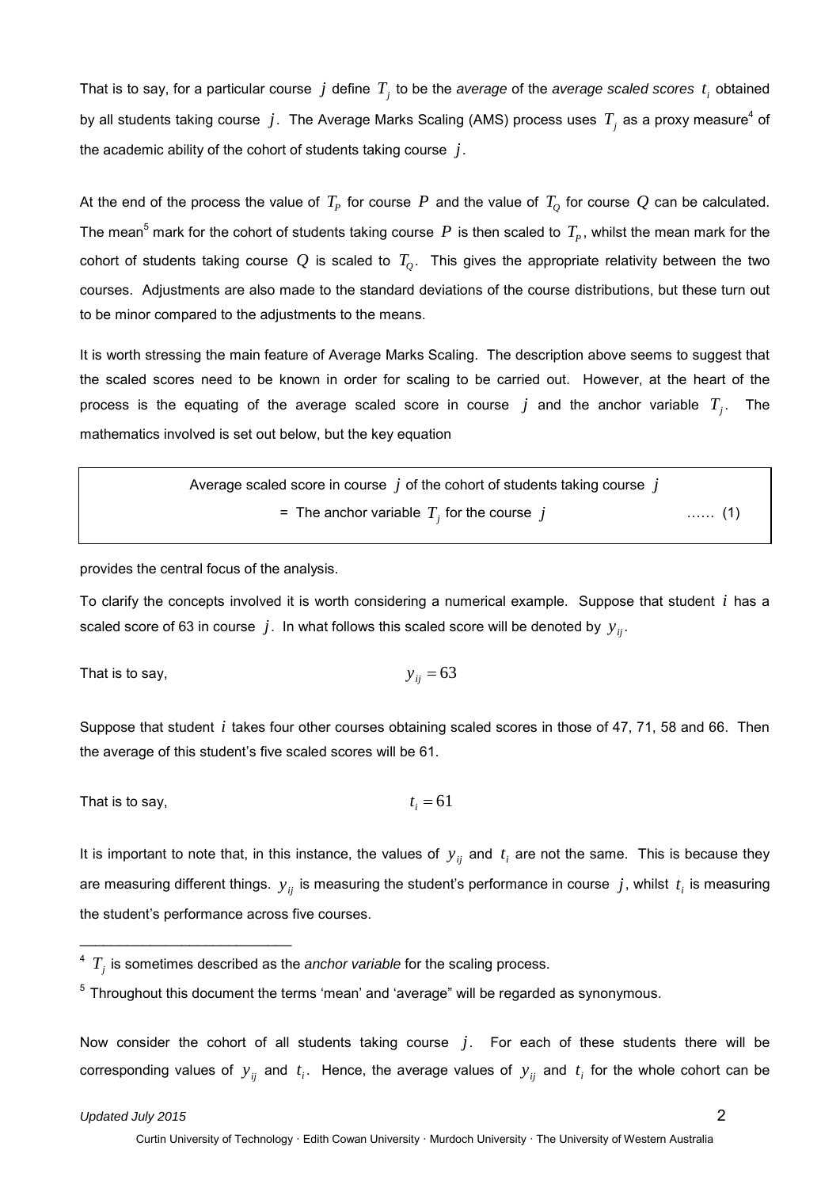That is to say, for a particular course $j$ define $T_j$ to be the *average* of the *average scaled scores* $t_i$ obtained by all students taking course $j$. The Average Marks Scaling (AMS) process uses $T_j$ as a proxy measure[4] of the academic ability of the cohort of students taking course $j$.

At the end of the process the value of $T_P$ for course $P$ and the value of $T_Q$ for course $Q$ can be calculated. The mean[5] mark for the cohort of students taking course $P$ is then scaled to $T_P$, whilst the mean mark for the cohort of students taking course $Q$ is scaled to $T_Q$. This gives the appropriate relativity between the two courses. Adjustments are also made to the standard deviations of the course distributions, but these turn out to be minor compared to the adjustments to the means.

It is worth stressing the main feature of Average Marks Scaling. The description above seems to suggest that the scaled scores need to be known in order for scaling to be carried out. However, at the heart of the process is the equating of the average scaled score in course $j$ and the anchor variable $T_j$. The mathematics involved is set out below, but the key equation

> Average scaled score in course $j$ of the cohort of students taking course $j$
>
> = The anchor variable $T_j$ for the course $j$ …… (1)

provides the central focus of the analysis.

To clarify the concepts involved it is worth considering a numerical example. Suppose that student $i$ has a scaled score of 63 in course $j$. In what follows this scaled score will be denoted by $y_{ij}$.

That is to say,

$$y_{ij} = 63$$

Suppose that student $i$ takes four other courses obtaining scaled scores in those of 47, 71, 58 and 66. Then the average of this student's five scaled scores will be 61.

That is to say,

$$t_i = 61$$

It is important to note that, in this instance, the values of $y_{ij}$ and $t_i$ are not the same. This is because they are measuring different things. $y_{ij}$ is measuring the student's performance in course $j$, whilst $t_i$ is measuring the student's performance across five courses.

Now consider the cohort of all students taking course $j$. For each of these students there will be corresponding values of $y_{ij}$ and $t_i$. Hence, the average values of $y_{ij}$ and $t_i$ for the whole cohort can be

---

[4] $T_j$ is sometimes described as the *anchor variable* for the scaling process.

[5] Throughout this document the terms 'mean' and 'average" will be regarded as synonymous.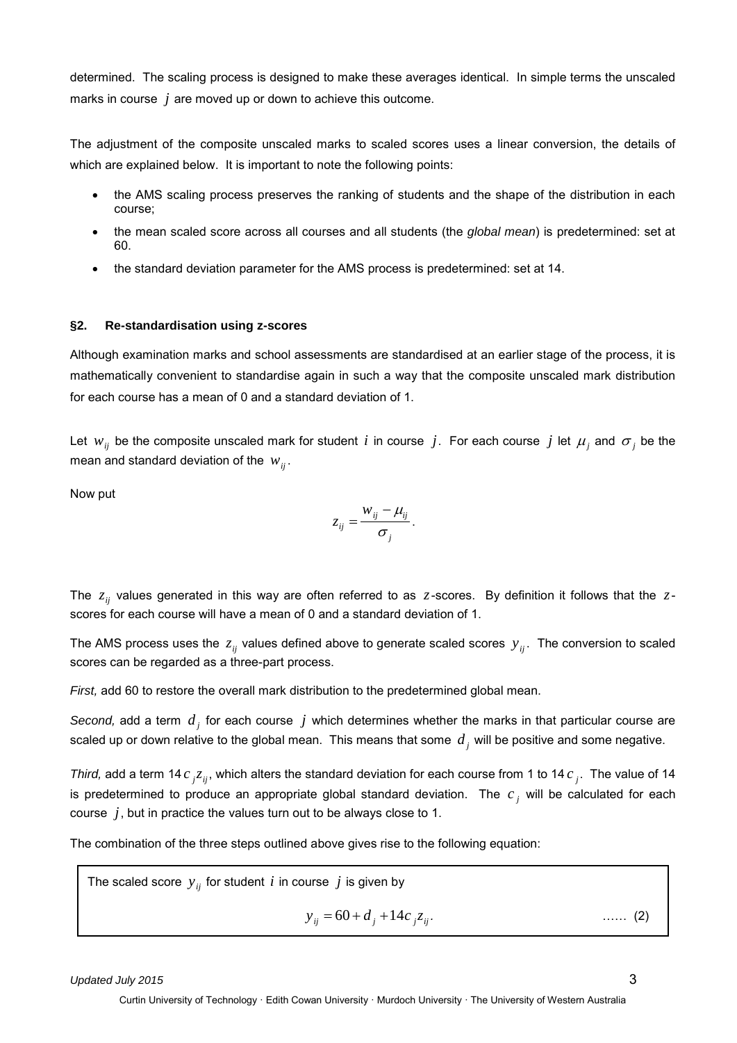determined. The scaling process is designed to make these averages identical. In simple terms the unscaled marks in course $j$ are moved up or down to achieve this outcome.

The adjustment of the composite unscaled marks to scaled scores uses a linear conversion, the details of which are explained below. It is important to note the following points:

- the AMS scaling process preserves the ranking of students and the shape of the distribution in each course;
- the mean scaled score across all courses and all students (the *global mean*) is predetermined: set at 60.
- the standard deviation parameter for the AMS process is predetermined: set at 14.

### §2. Re-standardisation using z-scores

Although examination marks and school assessments are standardised at an earlier stage of the process, it is mathematically convenient to standardise again in such a way that the composite unscaled mark distribution for each course has a mean of 0 and a standard deviation of 1.

Let $w_{ij}$ be the composite unscaled mark for student $i$ in course $j$. For each course $j$ let $\mu_j$ and $\sigma_j$ be the mean and standard deviation of the $w_{ij}$.

Now put

$$z_{ij} = \frac{w_{ij} - \mu_{ij}}{\sigma_j}.$$

The $z_{ij}$ values generated in this way are often referred to as $z$-scores. By definition it follows that the $z$-scores for each course will have a mean of 0 and a standard deviation of 1.

The AMS process uses the $z_{ij}$ values defined above to generate scaled scores $y_{ij}$. The conversion to scaled scores can be regarded as a three-part process.

*First,* add 60 to restore the overall mark distribution to the predetermined global mean.

*Second,* add a term $d_j$ for each course $j$ which determines whether the marks in that particular course are scaled up or down relative to the global mean. This means that some $d_j$ will be positive and some negative.

*Third,* add a term $14c_j z_{ij}$, which alters the standard deviation for each course from 1 to $14c_j$. The value of 14 is predetermined to produce an appropriate global standard deviation. The $c_j$ will be calculated for each course $j$, but in practice the values turn out to be always close to 1.

The combination of the three steps outlined above gives rise to the following equation:

The scaled score $y_{ij}$ for student $i$ in course $j$ is given by

$$y_{ij} = 60 + d_j + 14c_j z_{ij}. \qquad \text{...... (2)}$$

*Updated July 2015*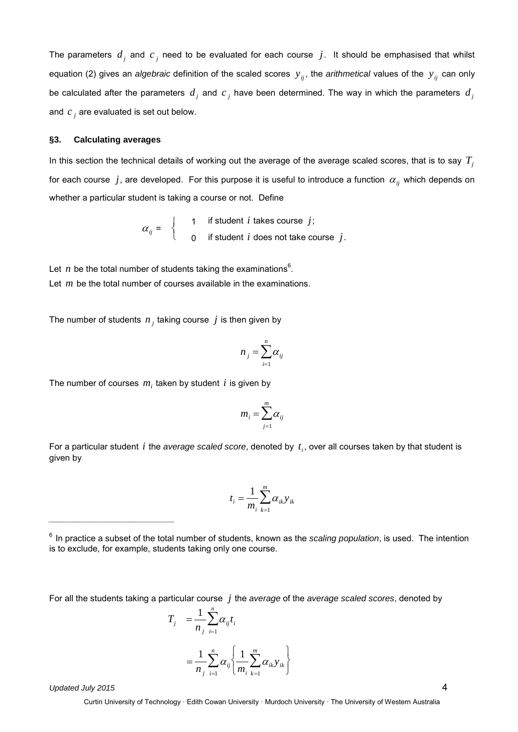The parameters $d_j$ and $c_j$ need to be evaluated for each course $j$. It should be emphasised that whilst equation (2) gives an *algebraic* definition of the scaled scores $y_{ij}$, the *arithmetical* values of the $y_{ij}$ can only be calculated after the parameters $d_j$ and $c_j$ have been determined. The way in which the parameters $d_j$ and $c_j$ are evaluated is set out below.

### §3. Calculating averages

In this section the technical details of working out the average of the average scaled scores, that is to say $T_j$ for each course $j$, are developed. For this purpose it is useful to introduce a function $\alpha_{ij}$ which depends on whether a particular student is taking a course or not. Define

$$\alpha_{ij} = \begin{cases} 1 & \text{if student } i \text{ takes course } j; \\ 0 & \text{if student } i \text{ does not take course } j. \end{cases}$$

Let $n$ be the total number of students taking the examinations[6].
Let $m$ be the total number of courses available in the examinations.

The number of students $n_j$ taking course $j$ is then given by

$$n_j = \sum_{i=1}^{n} \alpha_{ij}$$

The number of courses $m_i$ taken by student $i$ is given by

$$m_i = \sum_{j=1}^{m} \alpha_{ij}$$

For a particular student $i$ the *average scaled score*, denoted by $t_i$, over all courses taken by that student is given by

$$t_i = \frac{1}{m_i} \sum_{k=1}^{m} \alpha_{ik} y_{ik}$$

[6] In practice a subset of the total number of students, known as the *scaling population*, is used. The intention is to exclude, for example, students taking only one course.

For all the students taking a particular course $j$ the *average* of the *average scaled scores*, denoted by

$$\begin{aligned} T_j &= \frac{1}{n_j} \sum_{i=1}^{n} \alpha_{ij} t_i \\ &= \frac{1}{n_j} \sum_{i=1}^{n} \alpha_{ij} \left\{ \frac{1}{m_i} \sum_{k=1}^{m} \alpha_{ik} y_{ik} \right\} \end{aligned}$$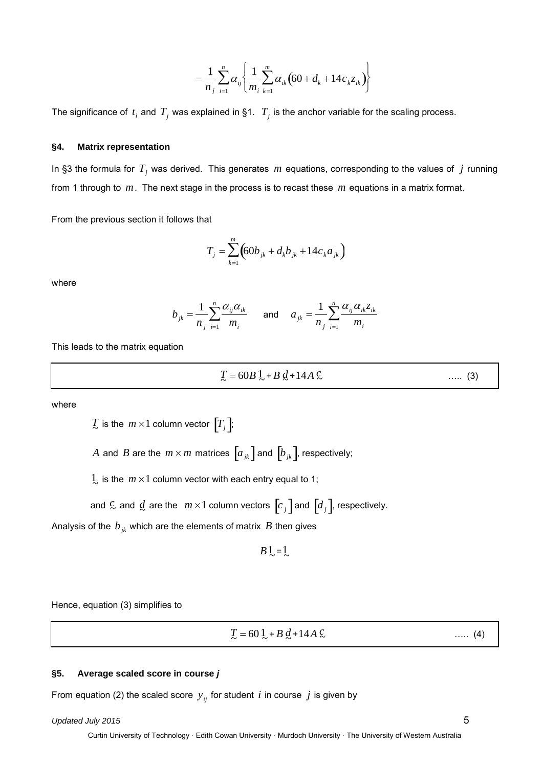$$= \frac{1}{n_j} \sum_{i=1}^{n} \alpha_{ij} \left\{ \frac{1}{m_i} \sum_{k=1}^{m} \alpha_{ik} \left( 60 + d_k + 14 c_k z_{ik} \right) \right\}$$

The significance of $t_i$ and $T_j$ was explained in §1. $T_j$ is the anchor variable for the scaling process.

### §4. Matrix representation

In §3 the formula for $T_j$ was derived. This generates $m$ equations, corresponding to the values of $j$ running from 1 through to $m$. The next stage in the process is to recast these $m$ equations in a matrix format.

From the previous section it follows that

$$T_j = \sum_{k=1}^{m} \left( 60 b_{jk} + d_k b_{jk} + 14 c_k a_{jk} \right)$$

where

$$b_{jk} = \frac{1}{n_j} \sum_{i=1}^{n} \frac{\alpha_{ij} \alpha_{ik}}{m_i} \quad \text{and} \quad a_{jk} = \frac{1}{n_j} \sum_{i=1}^{n} \frac{\alpha_{ij} \alpha_{ik} z_{ik}}{m_i}$$

This leads to the matrix equation

$$\underset{\sim}{T} = 60 B \underset{\sim}{1} + B \underset{\sim}{d} + 14 A \underset{\sim}{c} \qquad \text{..... (3)}$$

where

$\underset{\sim}{T}$ is the $m \times 1$ column vector $[T_j]$;

$A$ and $B$ are the $m \times m$ matrices $[a_{jk}]$ and $[b_{jk}]$, respectively;

$\underset{\sim}{1}$ is the $m \times 1$ column vector with each entry equal to 1;

and $\underset{\sim}{c}$ and $\underset{\sim}{d}$ are the $m \times 1$ column vectors $[c_j]$ and $[d_j]$, respectively.

Analysis of the $b_{jk}$ which are the elements of matrix $B$ then gives

$$B \underset{\sim}{1} = \underset{\sim}{1}$$

Hence, equation (3) simplifies to

$$\underset{\sim}{T} = 60 \underset{\sim}{1} + B \underset{\sim}{d} + 14 A \underset{\sim}{c} \qquad \text{..... (4)}$$

### §5. Average scaled score in course *j*

From equation (2) the scaled score $y_{ij}$ for student $i$ in course $j$ is given by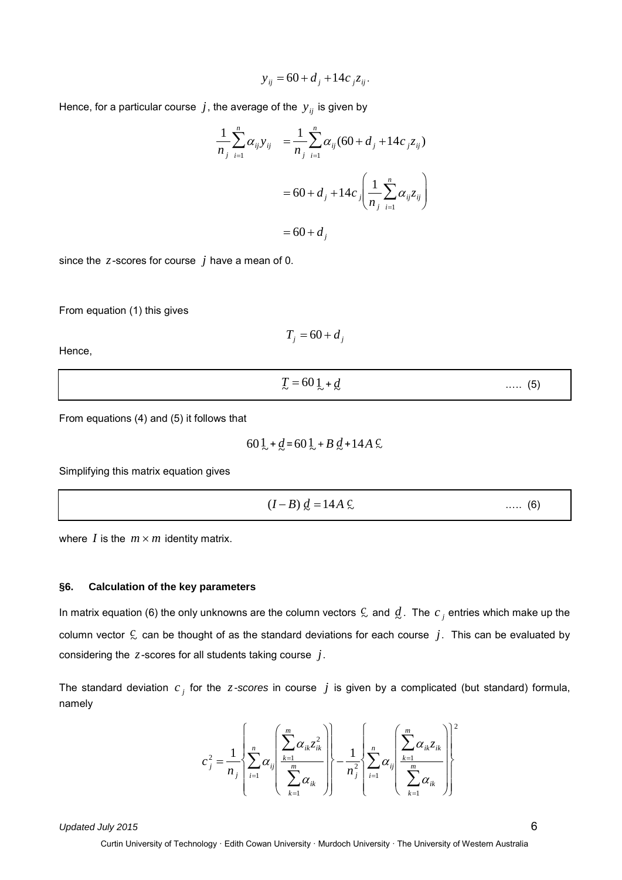$$y_{ij} = 60 + d_j + 14c_j z_{ij}.$$

Hence, for a particular course $j$, the average of the $y_{ij}$ is given by

$$\begin{aligned}
\frac{1}{n_j}\sum_{i=1}^{n}\alpha_{ij}y_{ij} &= \frac{1}{n_j}\sum_{i=1}^{n}\alpha_{ij}(60 + d_j + 14c_j z_{ij}) \\
&= 60 + d_j + 14c_j\left(\frac{1}{n_j}\sum_{i=1}^{n}\alpha_{ij}z_{ij}\right) \\
&= 60 + d_j
\end{aligned}$$

since the $z$-scores for course $j$ have a mean of 0.

From equation (1) this gives

$$T_j = 60 + d_j$$

Hence,

$$\underset{\sim}{T} = 60\,\underset{\sim}{1} + \underset{\sim}{d} \qquad \text{..... (5)}$$

From equations (4) and (5) it follows that

$$60\,\underset{\sim}{1} + \underset{\sim}{d} = 60\,\underset{\sim}{1} + B\,\underset{\sim}{d} + 14A\,\underset{\sim}{c}$$

Simplifying this matrix equation gives

$$(I - B)\,\underset{\sim}{d} = 14A\,\underset{\sim}{c} \qquad \text{..... (6)}$$

where $I$ is the $m \times m$ identity matrix.

### §6. Calculation of the key parameters

In matrix equation (6) the only unknowns are the column vectors $\underset{\sim}{c}$ and $\underset{\sim}{d}$. The $c_j$ entries which make up the column vector $\underset{\sim}{c}$ can be thought of as the standard deviations for each course $j$. This can be evaluated by considering the $z$-scores for all students taking course $j$.

The standard deviation $c_j$ for the *z-scores* in course $j$ is given by a complicated (but standard) formula, namely

$$c_j^2 = \frac{1}{n_j}\left\{\sum_{i=1}^{n}\alpha_{ij}\left(\frac{\sum_{k=1}^{m}\alpha_{ik}z_{ik}^2}{\sum_{k=1}^{m}\alpha_{ik}}\right)\right\} - \frac{1}{n_j^2}\left\{\sum_{i=1}^{n}\alpha_{ij}\left(\frac{\sum_{k=1}^{m}\alpha_{ik}z_{ik}}{\sum_{k=1}^{m}\alpha_{ik}}\right)\right\}^2$$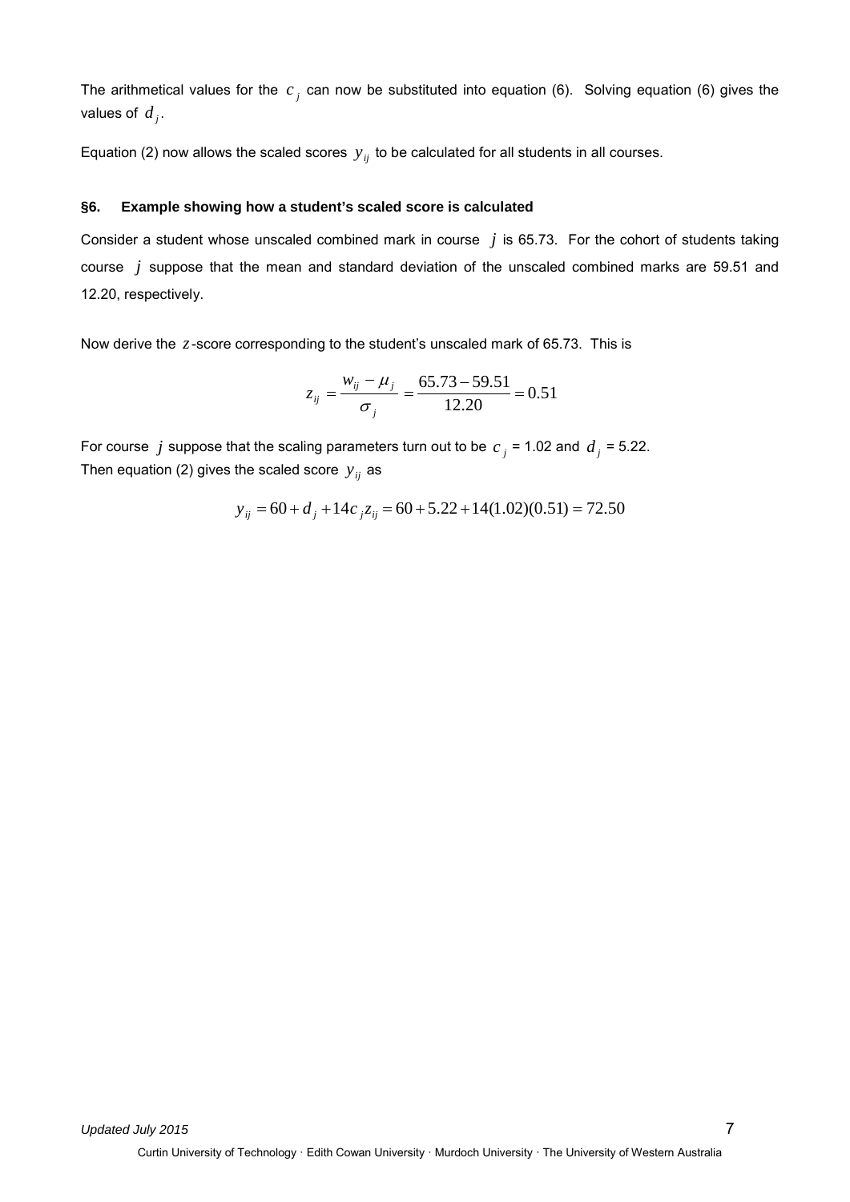The arithmetical values for the $c_j$ can now be substituted into equation (6). Solving equation (6) gives the values of $d_j$.

Equation (2) now allows the scaled scores $y_{ij}$ to be calculated for all students in all courses.

### §6. Example showing how a student's scaled score is calculated

Consider a student whose unscaled combined mark in course $j$ is 65.73. For the cohort of students taking course $j$ suppose that the mean and standard deviation of the unscaled combined marks are 59.51 and 12.20, respectively.

Now derive the $z$-score corresponding to the student's unscaled mark of 65.73. This is

$$z_{ij} = \frac{w_{ij} - \mu_j}{\sigma_j} = \frac{65.73 - 59.51}{12.20} = 0.51$$

For course $j$ suppose that the scaling parameters turn out to be $c_j$ = 1.02 and $d_j$ = 5.22.
Then equation (2) gives the scaled score $y_{ij}$ as

$$y_{ij} = 60 + d_j + 14c_j z_{ij} = 60 + 5.22 + 14(1.02)(0.51) = 72.50$$